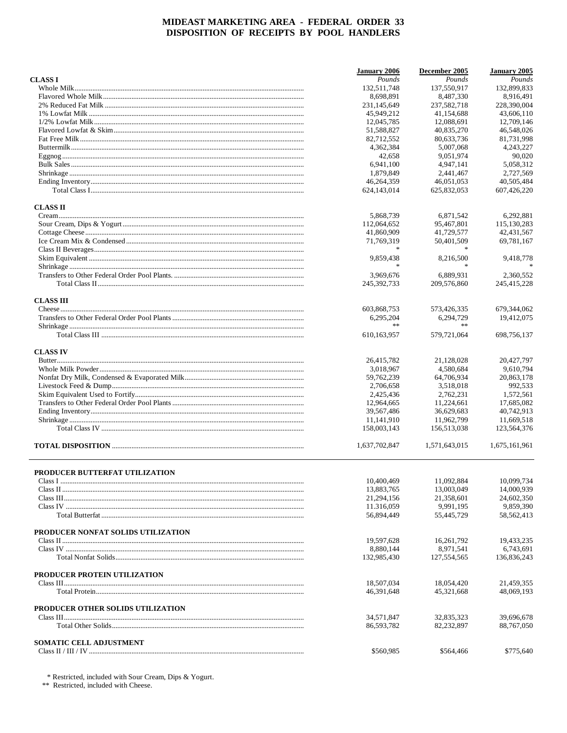# MIDEAST MARKETING AREA - FEDERAL ORDER 33
## DISPOSITION OF RECEIPTS BY POOL HANDLERS

| | January 2006 | December 2005 | January 2005 |
|---|---|---|---|
| **CLASS I** | *Pounds* | *Pounds* | *Pounds* |
| Whole Milk | 132,511,748 | 137,550,917 | 132,899,833 |
| Flavored Whole Milk | 8,698,891 | 8,487,330 | 8,916,491 |
| 2% Reduced Fat Milk | 231,145,649 | 237,582,718 | 228,390,004 |
| 1% Lowfat Milk | 45,949,212 | 41,154,688 | 43,606,110 |
| 1/2% Lowfat Milk | 12,045,785 | 12,088,691 | 12,709,146 |
| Flavored Lowfat & Skim | 51,588,827 | 40,835,270 | 46,548,026 |
| Fat Free Milk | 82,712,552 | 80,633,736 | 81,731,998 |
| Buttermilk | 4,362,384 | 5,007,068 | 4,243,227 |
| Eggnog | 42,658 | 9,051,974 | 90,020 |
| Bulk Sales | 6,941,100 | 4,947,141 | 5,058,312 |
| Shrinkage | 1,879,849 | 2,441,467 | 2,727,569 |
| Ending Inventory | 46,264,359 | 46,051,053 | 40,505,484 |
| Total Class I | 624,143,014 | 625,832,053 | 607,426,220 |
| **CLASS II** | | | |
| Cream | 5,868,739 | 6,871,542 | 6,292,881 |
| Sour Cream, Dips & Yogurt | 112,064,652 | 95,467,801 | 115,130,283 |
| Cottage Cheese | 41,860,909 | 41,729,577 | 42,431,567 |
| Ice Cream Mix & Condensed | 71,769,319 | 50,401,509 | 69,781,167 |
| Class II Beverages | * | * | |
| Skim Equivalent | 9,859,438 | 8,216,500 | 9,418,778 |
| Shrinkage | * | * | * |
| Transfers to Other Federal Order Pool Plants. | 3,969,676 | 6,889,931 | 2,360,552 |
| Total Class II | 245,392,733 | 209,576,860 | 245,415,228 |
| **CLASS III** | | | |
| Cheese | 603,868,753 | 573,426,335 | 679,344,062 |
| Transfers to Other Federal Order Pool Plants | 6,295,204 | 6,294,729 | 19,412,075 |
| Shrinkage | ** | ** | |
| Total Class III | 610,163,957 | 579,721,064 | 698,756,137 |
| **CLASS IV** | | | |
| Butter | 26,415,782 | 21,128,028 | 20,427,797 |
| Whole Milk Powder | 3,018,967 | 4,580,684 | 9,610,794 |
| Nonfat Dry Milk, Condensed & Evaporated Milk | 59,762,239 | 64,706,934 | 20,863,178 |
| Livestock Feed & Dump | 2,706,658 | 3,518,018 | 992,533 |
| Skim Equivalent Used to Fortify | 2,425,436 | 2,762,231 | 1,572,561 |
| Transfers to Other Federal Order Pool Plants | 12,964,665 | 11,224,661 | 17,685,082 |
| Ending Inventory | 39,567,486 | 36,629,683 | 40,742,913 |
| Shrinkage | 11,141,910 | 11,962,799 | 11,669,518 |
| Total Class IV | 158,003,143 | 156,513,038 | 123,564,376 |
| **TOTAL DISPOSITION** | 1,637,702,847 | 1,571,643,015 | 1,675,161,961 |

| | January 2006 | December 2005 | January 2005 |
|---|---|---|---|
| **PRODUCER BUTTERFAT UTILIZATION** | | | |
| Class I | 10,400,469 | 11,092,884 | 10,099,734 |
| Class II | 13,883,765 | 13,003,049 | 14,000,939 |
| Class III | 21,294,156 | 21,358,601 | 24,602,350 |
| Class IV | 11.316,059 | 9,991,195 | 9,859,390 |
| Total Butterfat | 56,894,449 | 55,445,729 | 58,562,413 |
| **PRODUCER NONFAT SOLIDS UTILIZATION** | | | |
| Class II | 19,597,628 | 16,261,792 | 19,433,235 |
| Class IV | 8,880,144 | 8,971,541 | 6,743,691 |
| Total Nonfat Solids | 132,985,430 | 127,554,565 | 136,836,243 |
| **PRODUCER PROTEIN UTILIZATION** | | | |
| Class III | 18,507,034 | 18,054,420 | 21,459,355 |
| Total Protein | 46,391,648 | 45,321,668 | 48,069,193 |
| **PRODUCER OTHER SOLIDS UTILIZATION** | | | |
| Class III | 34,571,847 | 32,835,323 | 39,696,678 |
| Total Other Solids | 86,593,782 | 82,232,897 | 88,767,050 |
| **SOMATIC CELL ADJUSTMENT** | | | |
| Class II / III / IV | $560,985 | $564,466 | $775,640 |

\* Restricted, included with Sour Cream, Dips & Yogurt.

\*\* Restricted, included with Cheese.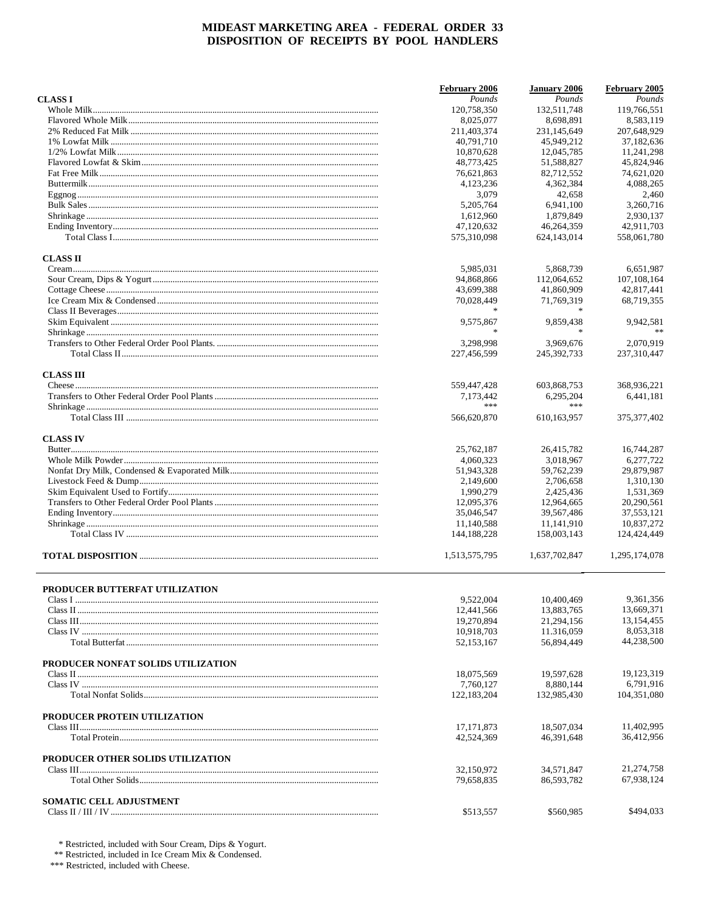# MIDEAST MARKETING AREA - FEDERAL ORDER 33
## DISPOSITION OF RECEIPTS BY POOL HANDLERS

| | February 2006 | January 2006 | February 2005 |
|---|---|---|---|
| **CLASS I** | *Pounds* | *Pounds* | *Pounds* |
| Whole Milk | 120,758,350 | 132,511,748 | 119,766,551 |
| Flavored Whole Milk | 8,025,077 | 8,698,891 | 8,583,119 |
| 2% Reduced Fat Milk | 211,403,374 | 231,145,649 | 207,648,929 |
| 1% Lowfat Milk | 40,791,710 | 45,949,212 | 37,182,636 |
| 1/2% Lowfat Milk | 10,870,628 | 12,045,785 | 11,241,298 |
| Flavored Lowfat & Skim | 48,773,425 | 51,588,827 | 45,824,946 |
| Fat Free Milk | 76,621,863 | 82,712,552 | 74,621,020 |
| Buttermilk | 4,123,236 | 4,362,384 | 4,088,265 |
| Eggnog | 3,079 | 42,658 | 2,460 |
| Bulk Sales | 5,205,764 | 6,941,100 | 3,260,716 |
| Shrinkage | 1,612,960 | 1,879,849 | 2,930,137 |
| Ending Inventory | 47,120,632 | 46,264,359 | 42,911,703 |
| Total Class I | 575,310,098 | 624,143,014 | 558,061,780 |
| **CLASS II** | | | |
| Cream | 5,985,031 | 5,868,739 | 6,651,987 |
| Sour Cream, Dips & Yogurt | 94,868,866 | 112,064,652 | 107,108,164 |
| Cottage Cheese | 43,699,388 | 41,860,909 | 42,817,441 |
| Ice Cream Mix & Condensed | 70,028,449 | 71,769,319 | 68,719,355 |
| Class II Beverages | * | * | |
| Skim Equivalent | 9,575,867 | 9,859,438 | 9,942,581 |
| Shrinkage | * | * | ** |
| Transfers to Other Federal Order Pool Plants. | 3,298,998 | 3,969,676 | 2,070,919 |
| Total Class II | 227,456,599 | 245,392,733 | 237,310,447 |
| **CLASS III** | | | |
| Cheese | 559,447,428 | 603,868,753 | 368,936,221 |
| Transfers to Other Federal Order Pool Plants | 7,173,442 | 6,295,204 | 6,441,181 |
| Shrinkage | *** | *** | |
| Total Class III | 566,620,870 | 610,163,957 | 375,377,402 |
| **CLASS IV** | | | |
| Butter | 25,762,187 | 26,415,782 | 16,744,287 |
| Whole Milk Powder | 4,060,323 | 3,018,967 | 6,277,722 |
| Nonfat Dry Milk, Condensed & Evaporated Milk | 51,943,328 | 59,762,239 | 29,879,987 |
| Livestock Feed & Dump | 2,149,600 | 2,706,658 | 1,310,130 |
| Skim Equivalent Used to Fortify | 1,990,279 | 2,425,436 | 1,531,369 |
| Transfers to Other Federal Order Pool Plants | 12,095,376 | 12,964,665 | 20,290,561 |
| Ending Inventory | 35,046,547 | 39,567,486 | 37,553,121 |
| Shrinkage | 11,140,588 | 11,141,910 | 10,837,272 |
| Total Class IV | 144,188,228 | 158,003,143 | 124,424,449 |
| **TOTAL DISPOSITION** | 1,513,575,795 | 1,637,702,847 | 1,295,174,078 |

| | February 2006 | January 2006 | February 2005 |
|---|---|---|---|
| **PRODUCER BUTTERFAT UTILIZATION** | | | |
| Class I | 9,522,004 | 10,400,469 | 9,361,356 |
| Class II | 12,441,566 | 13,883,765 | 13,669,371 |
| Class III | 19,270,894 | 21,294,156 | 13,154,455 |
| Class IV | 10,918,703 | 11.316,059 | 8,053,318 |
| Total Butterfat | 52,153,167 | 56,894,449 | 44,238,500 |
| **PRODUCER NONFAT SOLIDS UTILIZATION** | | | |
| Class II | 18,075,569 | 19,597,628 | 19,123,319 |
| Class IV | 7,760,127 | 8,880,144 | 6,791,916 |
| Total Nonfat Solids | 122,183,204 | 132,985,430 | 104,351,080 |
| **PRODUCER PROTEIN UTILIZATION** | | | |
| Class III | 17,171,873 | 18,507,034 | 11,402,995 |
| Total Protein | 42,524,369 | 46,391,648 | 36,412,956 |
| **PRODUCER OTHER SOLIDS UTILIZATION** | | | |
| Class III | 32,150,972 | 34,571,847 | 21,274,758 |
| Total Other Solids | 79,658,835 | 86,593,782 | 67,938,124 |
| **SOMATIC CELL ADJUSTMENT** | | | |
| Class II / III / IV | $513,557 | $560,985 | $494,033 |

\* Restricted, included with Sour Cream, Dips & Yogurt.
\*\* Restricted, included in Ice Cream Mix & Condensed.
\*\*\* Restricted, included with Cheese.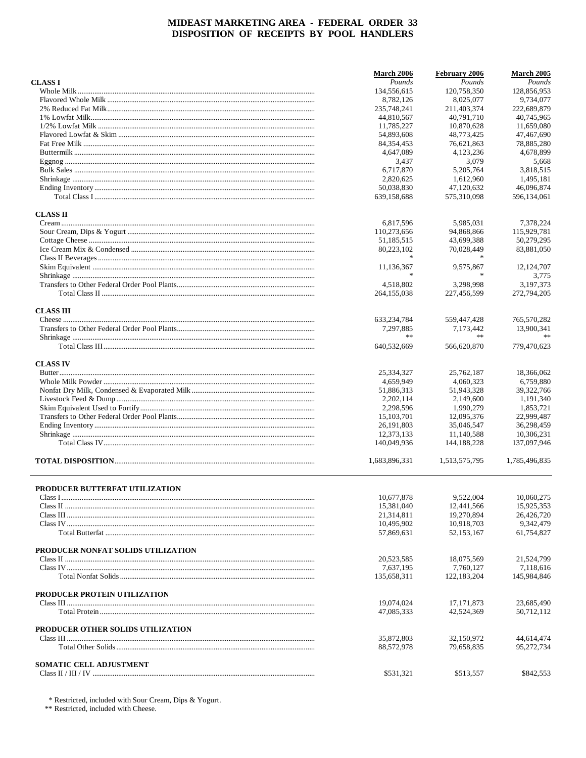# MIDEAST MARKETING AREA - FEDERAL ORDER 33
## DISPOSITION OF RECEIPTS BY POOL HANDLERS

| | March 2006 | February 2006 | March 2005 |
|---|---|---|---|
| **CLASS I** | *Pounds* | *Pounds* | *Pounds* |
| Whole Milk | 134,556,615 | 120,758,350 | 128,856,953 |
| Flavored Whole Milk | 8,782,126 | 8,025,077 | 9,734,077 |
| 2% Reduced Fat Milk | 235,748,241 | 211,403,374 | 222,689,879 |
| 1% Lowfat Milk | 44,810,567 | 40,791,710 | 40,745,965 |
| 1/2% Lowfat Milk | 11,785,227 | 10,870,628 | 11,659,080 |
| Flavored Lowfat & Skim | 54,893,608 | 48,773,425 | 47,467,690 |
| Fat Free Milk | 84,354,453 | 76,621,863 | 78,885,280 |
| Buttermilk | 4,647,089 | 4,123,236 | 4,678,899 |
| Eggnog | 3,437 | 3,079 | 5,668 |
| Bulk Sales | 6,717,870 | 5,205,764 | 3,818,515 |
| Shrinkage | 2,820,625 | 1,612,960 | 1,495,181 |
| Ending Inventory | 50,038,830 | 47,120,632 | 46,096,874 |
| Total Class I | 639,158,688 | 575,310,098 | 596,134,061 |
| **CLASS II** | | | |
| Cream | 6,817,596 | 5,985,031 | 7,378,224 |
| Sour Cream, Dips & Yogurt | 110,273,656 | 94,868,866 | 115,929,781 |
| Cottage Cheese | 51,185,515 | 43,699,388 | 50,279,295 |
| Ice Cream Mix & Condensed | 80,223,102 | 70,028,449 | 83,881,050 |
| Class II Beverages | * | * | |
| Skim Equivalent | 11,136,367 | 9,575,867 | 12,124,707 |
| Shrinkage | * | * | 3,775 |
| Transfers to Other Federal Order Pool Plants | 4,518,802 | 3,298,998 | 3,197,373 |
| Total Class II | 264,155,038 | 227,456,599 | 272,794,205 |
| **CLASS III** | | | |
| Cheese | 633,234,784 | 559,447,428 | 765,570,282 |
| Transfers to Other Federal Order Pool Plants | 7,297,885 | 7,173,442 | 13,900,341 |
| Shrinkage | ** | ** | ** |
| Total Class III | 640,532,669 | 566,620,870 | 779,470,623 |
| **CLASS IV** | | | |
| Butter | 25,334,327 | 25,762,187 | 18,366,062 |
| Whole Milk Powder | 4,659,949 | 4,060,323 | 6,759,880 |
| Nonfat Dry Milk, Condensed & Evaporated Milk | 51,886,313 | 51,943,328 | 39,322,766 |
| Livestock Feed & Dump | 2,202,114 | 2,149,600 | 1,191,340 |
| Skim Equivalent Used to Fortify | 2,298,596 | 1,990,279 | 1,853,721 |
| Transfers to Other Federal Order Pool Plants | 15,103,701 | 12,095,376 | 22,999,487 |
| Ending Inventory | 26,191,803 | 35,046,547 | 36,298,459 |
| Shrinkage | 12,373,133 | 11,140,588 | 10,306,231 |
| Total Class IV | 140,049,936 | 144,188,228 | 137,097,946 |
| **TOTAL DISPOSITION** | 1,683,896,331 | 1,513,575,795 | 1,785,496,835 |
| **PRODUCER BUTTERFAT UTILIZATION** | | | |
| Class I | 10,677,878 | 9,522,004 | 10,060,275 |
| Class II | 15,381,040 | 12,441,566 | 15,925,353 |
| Class III | 21,314,811 | 19,270,894 | 26,426,720 |
| Class IV | 10,495,902 | 10,918,703 | 9,342,479 |
| Total Butterfat | 57,869,631 | 52,153,167 | 61,754,827 |
| **PRODUCER NONFAT SOLIDS UTILIZATION** | | | |
| Class II | 20,523,585 | 18,075,569 | 21,524,799 |
| Class IV | 7,637,195 | 7,760,127 | 7,118,616 |
| Total Nonfat Solids | 135,658,311 | 122,183,204 | 145,984,846 |
| **PRODUCER PROTEIN UTILIZATION** | | | |
| Class III | 19,074,024 | 17,171,873 | 23,685,490 |
| Total Protein | 47,085,333 | 42,524,369 | 50,712,112 |
| **PRODUCER OTHER SOLIDS UTILIZATION** | | | |
| Class III | 35,872,803 | 32,150,972 | 44,614,474 |
| Total Other Solids | 88,572,978 | 79,658,835 | 95,272,734 |
| **SOMATIC CELL ADJUSTMENT** | | | |
| Class II / III / IV | $531,321 | $513,557 | $842,553 |

\* Restricted, included with Sour Cream, Dips & Yogurt.

\*\* Restricted, included with Cheese.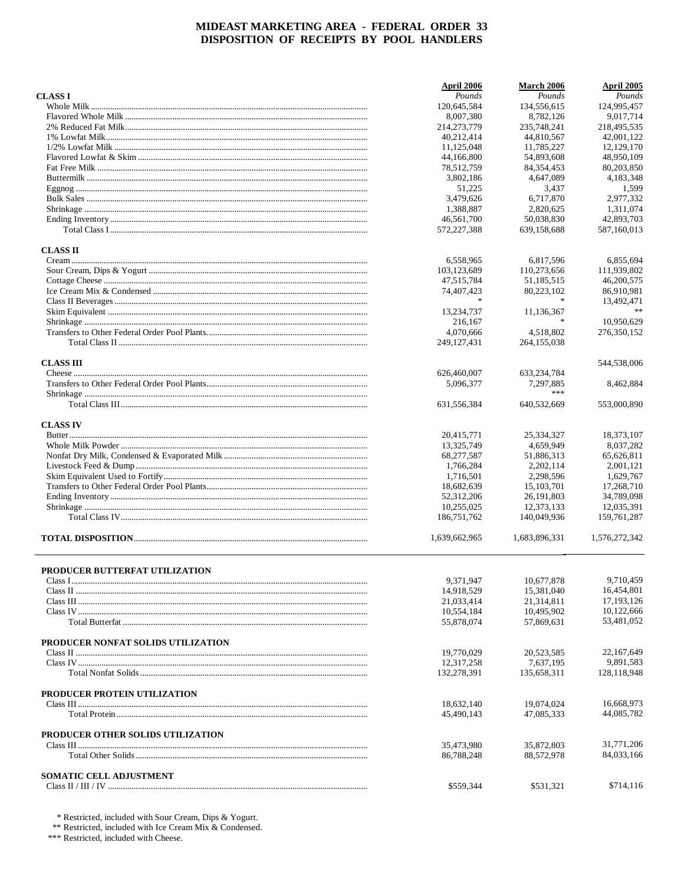# MIDEAST MARKETING AREA - FEDERAL ORDER 33
## DISPOSITION OF RECEIPTS BY POOL HANDLERS

| | April 2006 | March 2006 | April 2005 |
|---|---|---|---|
| **CLASS I** | *Pounds* | *Pounds* | *Pounds* |
| Whole Milk | 120,645,584 | 134,556,615 | 124,995,457 |
| Flavored Whole Milk | 8,007,380 | 8,782,126 | 9,017,714 |
| 2% Reduced Fat Milk | 214,273,779 | 235,748,241 | 218,495,535 |
| 1% Lowfat Milk | 40,212,414 | 44,810,567 | 42,001,122 |
| 1/2% Lowfat Milk | 11,125,048 | 11,785,227 | 12,129,170 |
| Flavored Lowfat & Skim | 44,166,800 | 54,893,608 | 48,950,109 |
| Fat Free Milk | 78,512,759 | 84,354,453 | 80,203,850 |
| Buttermilk | 3,802,186 | 4,647,089 | 4,183,348 |
| Eggnog | 51,225 | 3,437 | 1,599 |
| Bulk Sales | 3,479,626 | 6,717,870 | 2,977,332 |
| Shrinkage | 1,388,887 | 2,820,625 | 1,311,074 |
| Ending Inventory | 46,561,700 | 50,038,830 | 42,893,703 |
| Total Class I | 572,227,388 | 639,158,688 | 587,160,013 |
| **CLASS II** | | | |
| Cream | 6,558,965 | 6,817,596 | 6,855,694 |
| Sour Cream, Dips & Yogurt | 103,123,689 | 110,273,656 | 111,939,802 |
| Cottage Cheese | 47,515,784 | 51,185,515 | 46,200,575 |
| Ice Cream Mix & Condensed | 74,407,423 | 80,223,102 | 86,910,981 |
| Class II Beverages | * | * | 13,492,471 |
| Skim Equivalent | 13,234,737 | 11,136,367 | ** |
| Shrinkage | 216,167 | * | 10,950,629 |
| Transfers to Other Federal Order Pool Plants | 4,070,666 | 4,518,802 | 276,350,152 |
| Total Class II | 249,127,431 | 264,155,038 | |
| **CLASS III** | | | 544,538,006 |
| Cheese | 626,460,007 | 633,234,784 | |
| Transfers to Other Federal Order Pool Plants | 5,096,377 | 7,297,885 | 8,462,884 |
| Shrinkage | | *** | |
| Total Class III | 631,556,384 | 640,532,669 | 553,000,890 |
| **CLASS IV** | | | |
| Butter | 20,415,771 | 25,334,327 | 18,373,107 |
| Whole Milk Powder | 13,325,749 | 4,659,949 | 8,037,282 |
| Nonfat Dry Milk, Condensed & Evaporated Milk | 68,277,587 | 51,886,313 | 65,626,811 |
| Livestock Feed & Dump | 1,766,284 | 2,202,114 | 2,001,121 |
| Skim Equivalent Used to Fortify | 1,716,501 | 2,298,596 | 1,629,767 |
| Transfers to Other Federal Order Pool Plants | 18,682,639 | 15,103,701 | 17,268,710 |
| Ending Inventory | 52,312,206 | 26,191,803 | 34,789,098 |
| Shrinkage | 10,255,025 | 12,373,133 | 12,035,391 |
| Total Class IV | 186,751,762 | 140,049,936 | 159,761,287 |
| **TOTAL DISPOSITION** | 1,639,662,965 | 1,683,896,331 | 1,576,272,342 |

| | April 2006 | March 2006 | April 2005 |
|---|---|---|---|
| **PRODUCER BUTTERFAT UTILIZATION** | | | |
| Class I | 9,371,947 | 10,677,878 | 9,710,459 |
| Class II | 14,918,529 | 15,381,040 | 16,454,801 |
| Class III | 21,033,414 | 21,314,811 | 17,193,126 |
| Class IV | 10,554,184 | 10,495,902 | 10,122,666 |
| Total Butterfat | 55,878,074 | 57,869,631 | 53,481,052 |
| **PRODUCER NONFAT SOLIDS UTILIZATION** | | | |
| Class II | 19,770,029 | 20,523,585 | 22,167,649 |
| Class IV | 12,317,258 | 7,637,195 | 9,891,583 |
| Total Nonfat Solids | 132,278,391 | 135,658,311 | 128,118,948 |
| **PRODUCER PROTEIN UTILIZATION** | | | |
| Class III | 18,632,140 | 19,074,024 | 16,668,973 |
| Total Protein | 45,490,143 | 47,085,333 | 44,085,782 |
| **PRODUCER OTHER SOLIDS UTILIZATION** | | | |
| Class III | 35,473,980 | 35,872,803 | 31,771,206 |
| Total Other Solids | 86,788,248 | 88,572,978 | 84,033,166 |
| **SOMATIC CELL ADJUSTMENT** | | | |
| Class II / III / IV | $559,344 | $531,321 | $714,116 |

\* Restricted, included with Sour Cream, Dips & Yogurt.
** Restricted, included with Ice Cream Mix & Condensed.
*** Restricted, included with Cheese.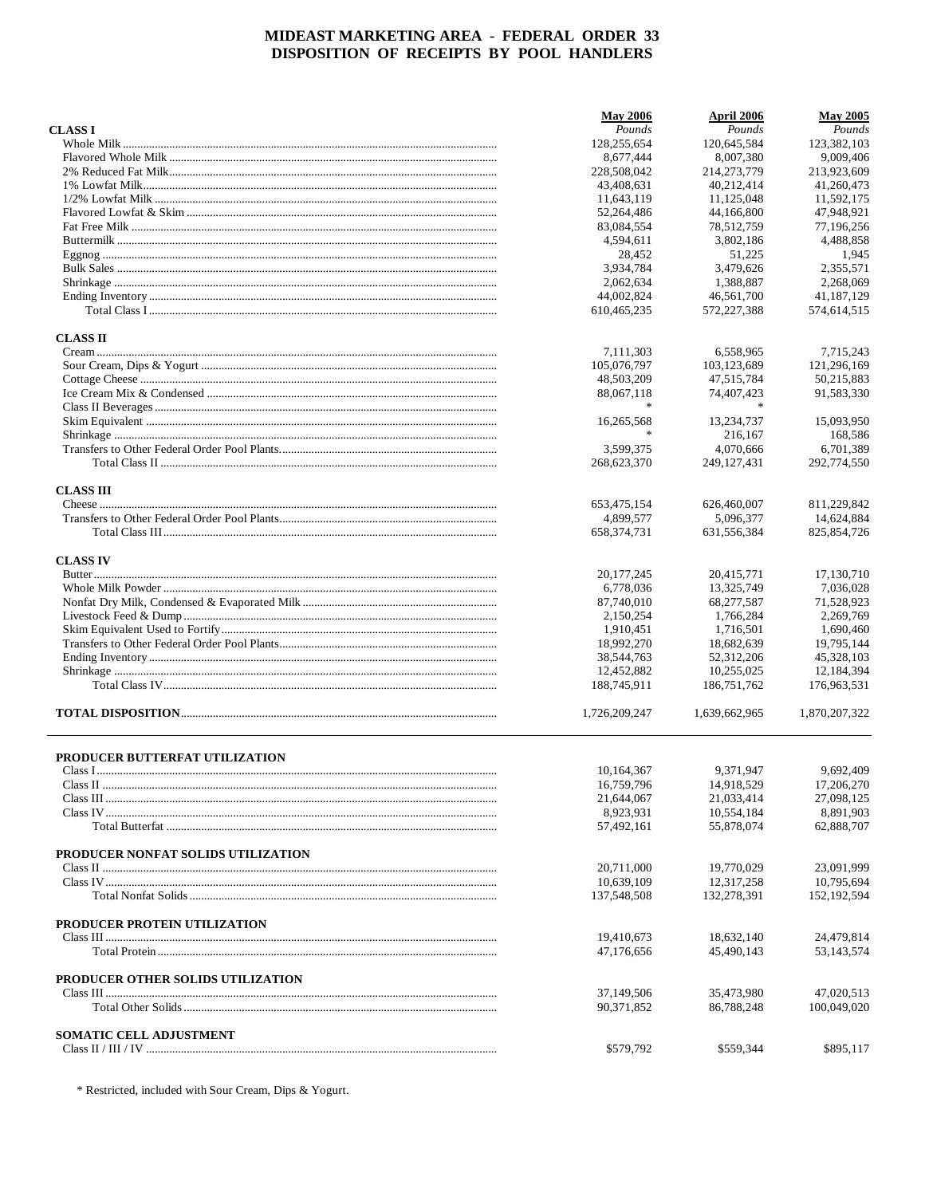# MIDEAST MARKETING AREA - FEDERAL ORDER 33
## DISPOSITION OF RECEIPTS BY POOL HANDLERS

| | May 2006 | April 2006 | May 2005 |
|---|---|---|---|
| | *Pounds* | *Pounds* | *Pounds* |
| **CLASS I** | | | |
| Whole Milk | 128,255,654 | 120,645,584 | 123,382,103 |
| Flavored Whole Milk | 8,677,444 | 8,007,380 | 9,009,406 |
| 2% Reduced Fat Milk | 228,508,042 | 214,273,779 | 213,923,609 |
| 1% Lowfat Milk | 43,408,631 | 40,212,414 | 41,260,473 |
| 1/2% Lowfat Milk | 11,643,119 | 11,125,048 | 11,592,175 |
| Flavored Lowfat & Skim | 52,264,486 | 44,166,800 | 47,948,921 |
| Fat Free Milk | 83,084,554 | 78,512,759 | 77,196,256 |
| Buttermilk | 4,594,611 | 3,802,186 | 4,488,858 |
| Eggnog | 28,452 | 51,225 | 1,945 |
| Bulk Sales | 3,934,784 | 3,479,626 | 2,355,571 |
| Shrinkage | 2,062,634 | 1,388,887 | 2,268,069 |
| Ending Inventory | 44,002,824 | 46,561,700 | 41,187,129 |
| Total Class I | 610,465,235 | 572,227,388 | 574,614,515 |
| **CLASS II** | | | |
| Cream | 7,111,303 | 6,558,965 | 7,715,243 |
| Sour Cream, Dips & Yogurt | 105,076,797 | 103,123,689 | 121,296,169 |
| Cottage Cheese | 48,503,209 | 47,515,784 | 50,215,883 |
| Ice Cream Mix & Condensed | 88,067,118 | 74,407,423 | 91,583,330 |
| Class II Beverages | * | * | |
| Skim Equivalent | 16,265,568 | 13,234,737 | 15,093,950 |
| Shrinkage | * | 216,167 | 168,586 |
| Transfers to Other Federal Order Pool Plants | 3,599,375 | 4,070,666 | 6,701,389 |
| Total Class II | 268,623,370 | 249,127,431 | 292,774,550 |
| **CLASS III** | | | |
| Cheese | 653,475,154 | 626,460,007 | 811,229,842 |
| Transfers to Other Federal Order Pool Plants | 4,899,577 | 5,096,377 | 14,624,884 |
| Total Class III | 658,374,731 | 631,556,384 | 825,854,726 |
| **CLASS IV** | | | |
| Butter | 20,177,245 | 20,415,771 | 17,130,710 |
| Whole Milk Powder | 6,778,036 | 13,325,749 | 7,036,028 |
| Nonfat Dry Milk, Condensed & Evaporated Milk | 87,740,010 | 68,277,587 | 71,528,923 |
| Livestock Feed & Dump | 2,150,254 | 1,766,284 | 2,269,769 |
| Skim Equivalent Used to Fortify | 1,910,451 | 1,716,501 | 1,690,460 |
| Transfers to Other Federal Order Pool Plants | 18,992,270 | 18,682,639 | 19,795,144 |
| Ending Inventory | 38,544,763 | 52,312,206 | 45,328,103 |
| Shrinkage | 12,452,882 | 10,255,025 | 12,184,394 |
| Total Class IV | 188,745,911 | 186,751,762 | 176,963,531 |
| **TOTAL DISPOSITION** | 1,726,209,247 | 1,639,662,965 | 1,870,207,322 |

| | May 2006 | April 2006 | May 2005 |
|---|---|---|---|
| **PRODUCER BUTTERFAT UTILIZATION** | | | |
| Class I | 10,164,367 | 9,371,947 | 9,692,409 |
| Class II | 16,759,796 | 14,918,529 | 17,206,270 |
| Class III | 21,644,067 | 21,033,414 | 27,098,125 |
| Class IV | 8,923,931 | 10,554,184 | 8,891,903 |
| Total Butterfat | 57,492,161 | 55,878,074 | 62,888,707 |
| **PRODUCER NONFAT SOLIDS UTILIZATION** | | | |
| Class II | 20,711,000 | 19,770,029 | 23,091,999 |
| Class IV | 10,639,109 | 12,317,258 | 10,795,694 |
| Total Nonfat Solids | 137,548,508 | 132,278,391 | 152,192,594 |
| **PRODUCER PROTEIN UTILIZATION** | | | |
| Class III | 19,410,673 | 18,632,140 | 24,479,814 |
| Total Protein | 47,176,656 | 45,490,143 | 53,143,574 |
| **PRODUCER OTHER SOLIDS UTILIZATION** | | | |
| Class III | 37,149,506 | 35,473,980 | 47,020,513 |
| Total Other Solids | 90,371,852 | 86,788,248 | 100,049,020 |
| **SOMATIC CELL ADJUSTMENT** | | | |
| Class II / III / IV | $579,792 | $559,344 | $895,117 |

* Restricted, included with Sour Cream, Dips & Yogurt.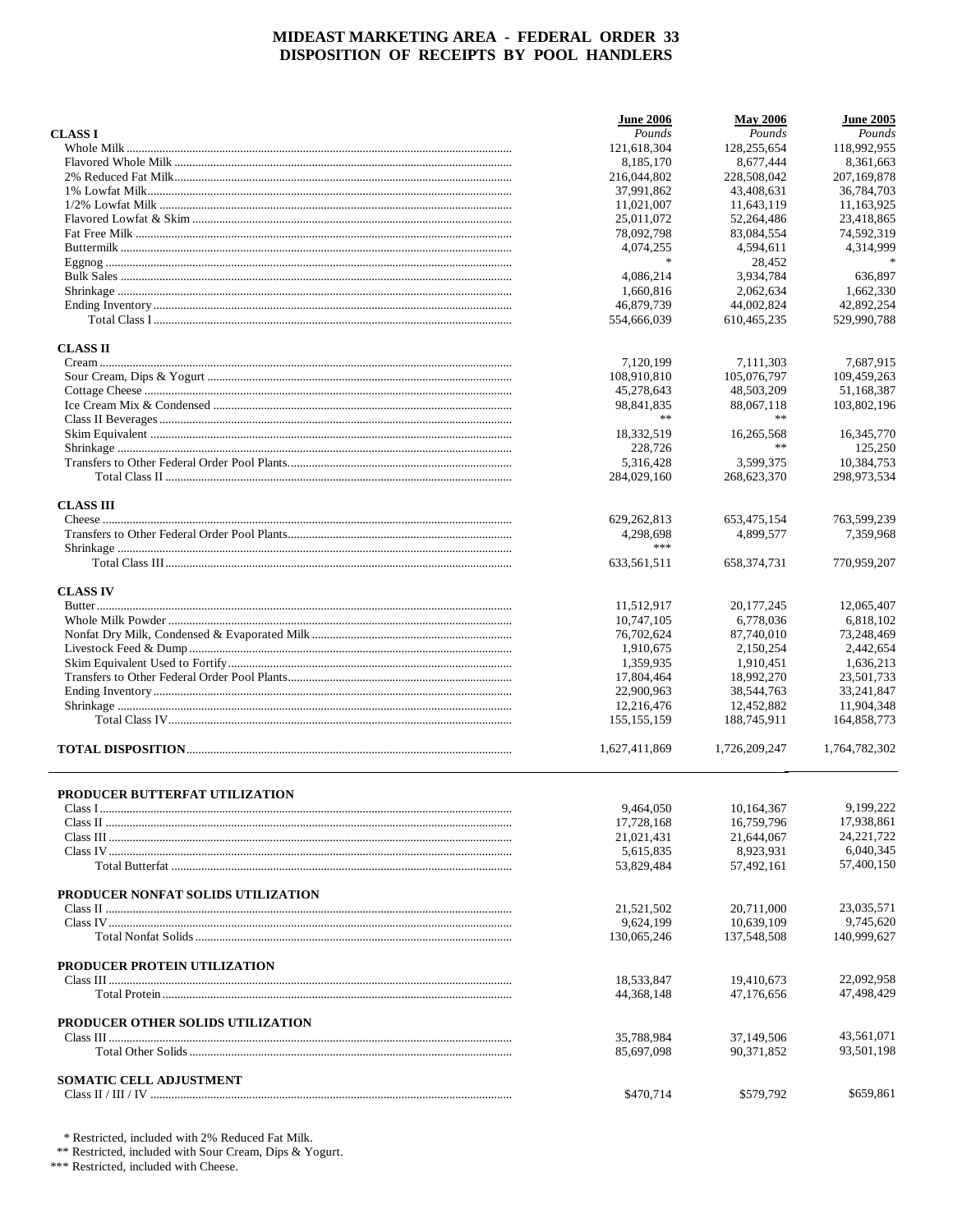# MIDEAST MARKETING AREA - FEDERAL ORDER 33
## DISPOSITION OF RECEIPTS BY POOL HANDLERS

| | June 2006 | May 2006 | June 2005 |
|---|---|---|---|
| | *Pounds* | *Pounds* | *Pounds* |
| **CLASS I** | | | |
| Whole Milk | 121,618,304 | 128,255,654 | 118,992,955 |
| Flavored Whole Milk | 8,185,170 | 8,677,444 | 8,361,663 |
| 2% Reduced Fat Milk | 216,044,802 | 228,508,042 | 207,169,878 |
| 1% Lowfat Milk | 37,991,862 | 43,408,631 | 36,784,703 |
| 1/2% Lowfat Milk | 11,021,007 | 11,643,119 | 11,163,925 |
| Flavored Lowfat & Skim | 25,011,072 | 52,264,486 | 23,418,865 |
| Fat Free Milk | 78,092,798 | 83,084,554 | 74,592,319 |
| Buttermilk | 4,074,255 | 4,594,611 | 4,314,999 |
| Eggnog | * | 28,452 | * |
| Bulk Sales | 4,086,214 | 3,934,784 | 636,897 |
| Shrinkage | 1,660,816 | 2,062,634 | 1,662,330 |
| Ending Inventory | 46,879,739 | 44,002,824 | 42,892,254 |
| Total Class I | 554,666,039 | 610,465,235 | 529,990,788 |
| **CLASS II** | | | |
| Cream | 7,120,199 | 7,111,303 | 7,687,915 |
| Sour Cream, Dips & Yogurt | 108,910,810 | 105,076,797 | 109,459,263 |
| Cottage Cheese | 45,278,643 | 48,503,209 | 51,168,387 |
| Ice Cream Mix & Condensed | 98,841,835 | 88,067,118 | 103,802,196 |
| Class II Beverages | ** | ** | |
| Skim Equivalent | 18,332,519 | 16,265,568 | 16,345,770 |
| Shrinkage | 228,726 | ** | 125,250 |
| Transfers to Other Federal Order Pool Plants | 5,316,428 | 3,599,375 | 10,384,753 |
| Total Class II | 284,029,160 | 268,623,370 | 298,973,534 |
| **CLASS III** | | | |
| Cheese | 629,262,813 | 653,475,154 | 763,599,239 |
| Transfers to Other Federal Order Pool Plants | 4,298,698 | 4,899,577 | 7,359,968 |
| Shrinkage | *** | | |
| Total Class III | 633,561,511 | 658,374,731 | 770,959,207 |
| **CLASS IV** | | | |
| Butter | 11,512,917 | 20,177,245 | 12,065,407 |
| Whole Milk Powder | 10,747,105 | 6,778,036 | 6,818,102 |
| Nonfat Dry Milk, Condensed & Evaporated Milk | 76,702,624 | 87,740,010 | 73,248,469 |
| Livestock Feed & Dump | 1,910,675 | 2,150,254 | 2,442,654 |
| Skim Equivalent Used to Fortify | 1,359,935 | 1,910,451 | 1,636,213 |
| Transfers to Other Federal Order Pool Plants | 17,804,464 | 18,992,270 | 23,501,733 |
| Ending Inventory | 22,900,963 | 38,544,763 | 33,241,847 |
| Shrinkage | 12,216,476 | 12,452,882 | 11,904,348 |
| Total Class IV | 155,155,159 | 188,745,911 | 164,858,773 |
| **TOTAL DISPOSITION** | 1,627,411,869 | 1,726,209,247 | 1,764,782,302 |

| | June 2006 | May 2006 | June 2005 |
|---|---|---|---|
| **PRODUCER BUTTERFAT UTILIZATION** | | | |
| Class I | 9,464,050 | 10,164,367 | 9,199,222 |
| Class II | 17,728,168 | 16,759,796 | 17,938,861 |
| Class III | 21,021,431 | 21,644,067 | 24,221,722 |
| Class IV | 5,615,835 | 8,923,931 | 6,040,345 |
| Total Butterfat | 53,829,484 | 57,492,161 | 57,400,150 |
| **PRODUCER NONFAT SOLIDS UTILIZATION** | | | |
| Class II | 21,521,502 | 20,711,000 | 23,035,571 |
| Class IV | 9,624,199 | 10,639,109 | 9,745,620 |
| Total Nonfat Solids | 130,065,246 | 137,548,508 | 140,999,627 |
| **PRODUCER PROTEIN UTILIZATION** | | | |
| Class III | 18,533,847 | 19,410,673 | 22,092,958 |
| Total Protein | 44,368,148 | 47,176,656 | 47,498,429 |
| **PRODUCER OTHER SOLIDS UTILIZATION** | | | |
| Class III | 35,788,984 | 37,149,506 | 43,561,071 |
| Total Other Solids | 85,697,098 | 90,371,852 | 93,501,198 |
| **SOMATIC CELL ADJUSTMENT** | | | |
| Class II / III / IV | $470,714 | $579,792 | $659,861 |

\* Restricted, included with 2% Reduced Fat Milk.
\*\* Restricted, included with Sour Cream, Dips & Yogurt.
\*\*\* Restricted, included with Cheese.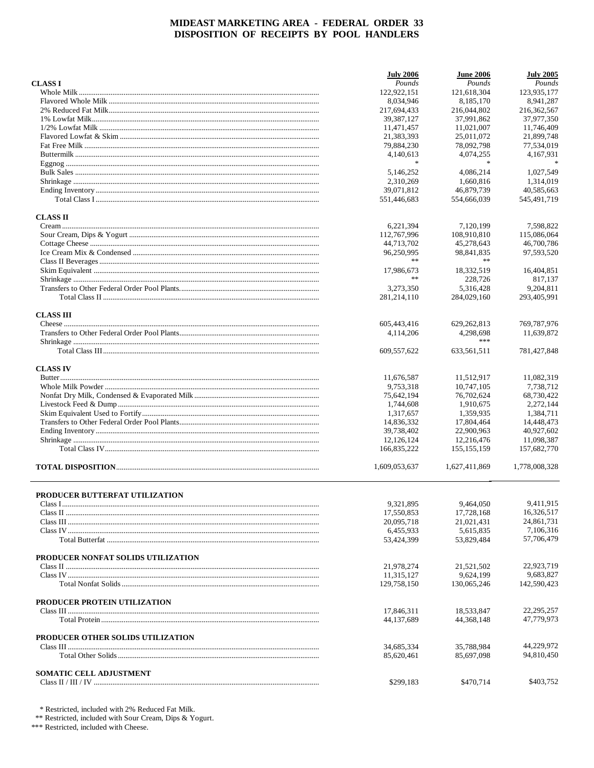# MIDEAST MARKETING AREA - FEDERAL ORDER 33
## DISPOSITION OF RECEIPTS BY POOL HANDLERS

| | July 2006 | June 2006 | July 2005 |
|---|---|---|---|
| | *Pounds* | *Pounds* | *Pounds* |
| **CLASS I** | | | |
| Whole Milk | 122,922,151 | 121,618,304 | 123,935,177 |
| Flavored Whole Milk | 8,034,946 | 8,185,170 | 8,941,287 |
| 2% Reduced Fat Milk | 217,694,433 | 216,044,802 | 216,362,567 |
| 1% Lowfat Milk | 39,387,127 | 37,991,862 | 37,977,350 |
| 1/2% Lowfat Milk | 11,471,457 | 11,021,007 | 11,746,409 |
| Flavored Lowfat & Skim | 21,383,393 | 25,011,072 | 21,899,748 |
| Fat Free Milk | 79,884,230 | 78,092,798 | 77,534,019 |
| Buttermilk | 4,140,613 | 4,074,255 | 4,167,931 |
| Eggnog | * | * | * |
| Bulk Sales | 5,146,252 | 4,086,214 | 1,027,549 |
| Shrinkage | 2,310,269 | 1,660,816 | 1,314,019 |
| Ending Inventory | 39,071,812 | 46,879,739 | 40,585,663 |
| Total Class I | 551,446,683 | 554,666,039 | 545,491,719 |
| **CLASS II** | | | |
| Cream | 6,221,394 | 7,120,199 | 7,598,822 |
| Sour Cream, Dips & Yogurt | 112,767,996 | 108,910,810 | 115,086,064 |
| Cottage Cheese | 44,713,702 | 45,278,643 | 46,700,786 |
| Ice Cream Mix & Condensed | 96,250,995 | 98,841,835 | 97,593,520 |
| Class II Beverages | ** | ** | |
| Skim Equivalent | 17,986,673 | 18,332,519 | 16,404,851 |
| Shrinkage | ** | 228,726 | 817,137 |
| Transfers to Other Federal Order Pool Plants | 3,273,350 | 5,316,428 | 9,204,811 |
| Total Class II | 281,214,110 | 284,029,160 | 293,405,991 |
| **CLASS III** | | | |
| Cheese | 605,443,416 | 629,262,813 | 769,787,976 |
| Transfers to Other Federal Order Pool Plants | 4,114,206 | 4,298,698 | 11,639,872 |
| Shrinkage | | *** | |
| Total Class III | 609,557,622 | 633,561,511 | 781,427,848 |
| **CLASS IV** | | | |
| Butter | 11,676,587 | 11,512,917 | 11,082,319 |
| Whole Milk Powder | 9,753,318 | 10,747,105 | 7,738,712 |
| Nonfat Dry Milk, Condensed & Evaporated Milk | 75,642,194 | 76,702,624 | 68,730,422 |
| Livestock Feed & Dump | 1,744,608 | 1,910,675 | 2,272,144 |
| Skim Equivalent Used to Fortify | 1,317,657 | 1,359,935 | 1,384,711 |
| Transfers to Other Federal Order Pool Plants | 14,836,332 | 17,804,464 | 14,448,473 |
| Ending Inventory | 39,738,402 | 22,900,963 | 40,927,602 |
| Shrinkage | 12,126,124 | 12,216,476 | 11,098,387 |
| Total Class IV | 166,835,222 | 155,155,159 | 157,682,770 |
| **TOTAL DISPOSITION** | 1,609,053,637 | 1,627,411,869 | 1,778,008,328 |

| | July 2006 | June 2006 | July 2005 |
|---|---|---|---|
| **PRODUCER BUTTERFAT UTILIZATION** | | | |
| Class I | 9,321,895 | 9,464,050 | 9,411,915 |
| Class II | 17,550,853 | 17,728,168 | 16,326,517 |
| Class III | 20,095,718 | 21,021,431 | 24,861,731 |
| Class IV | 6,455,933 | 5,615,835 | 7,106,316 |
| Total Butterfat | 53,424,399 | 53,829,484 | 57,706,479 |
| **PRODUCER NONFAT SOLIDS UTILIZATION** | | | |
| Class II | 21,978,274 | 21,521,502 | 22,923,719 |
| Class IV | 11,315,127 | 9,624,199 | 9,683,827 |
| Total Nonfat Solids | 129,758,150 | 130,065,246 | 142,590,423 |
| **PRODUCER PROTEIN UTILIZATION** | | | |
| Class III | 17,846,311 | 18,533,847 | 22,295,257 |
| Total Protein | 44,137,689 | 44,368,148 | 47,779,973 |
| **PRODUCER OTHER SOLIDS UTILIZATION** | | | |
| Class III | 34,685,334 | 35,788,984 | 44,229,972 |
| Total Other Solids | 85,620,461 | 85,697,098 | 94,810,450 |
| **SOMATIC CELL ADJUSTMENT** | | | |
| Class II / III / IV | $299,183 | $470,714 | $403,752 |

\* Restricted, included with 2% Reduced Fat Milk.
\*\* Restricted, included with Sour Cream, Dips & Yogurt.
\*\*\* Restricted, included with Cheese.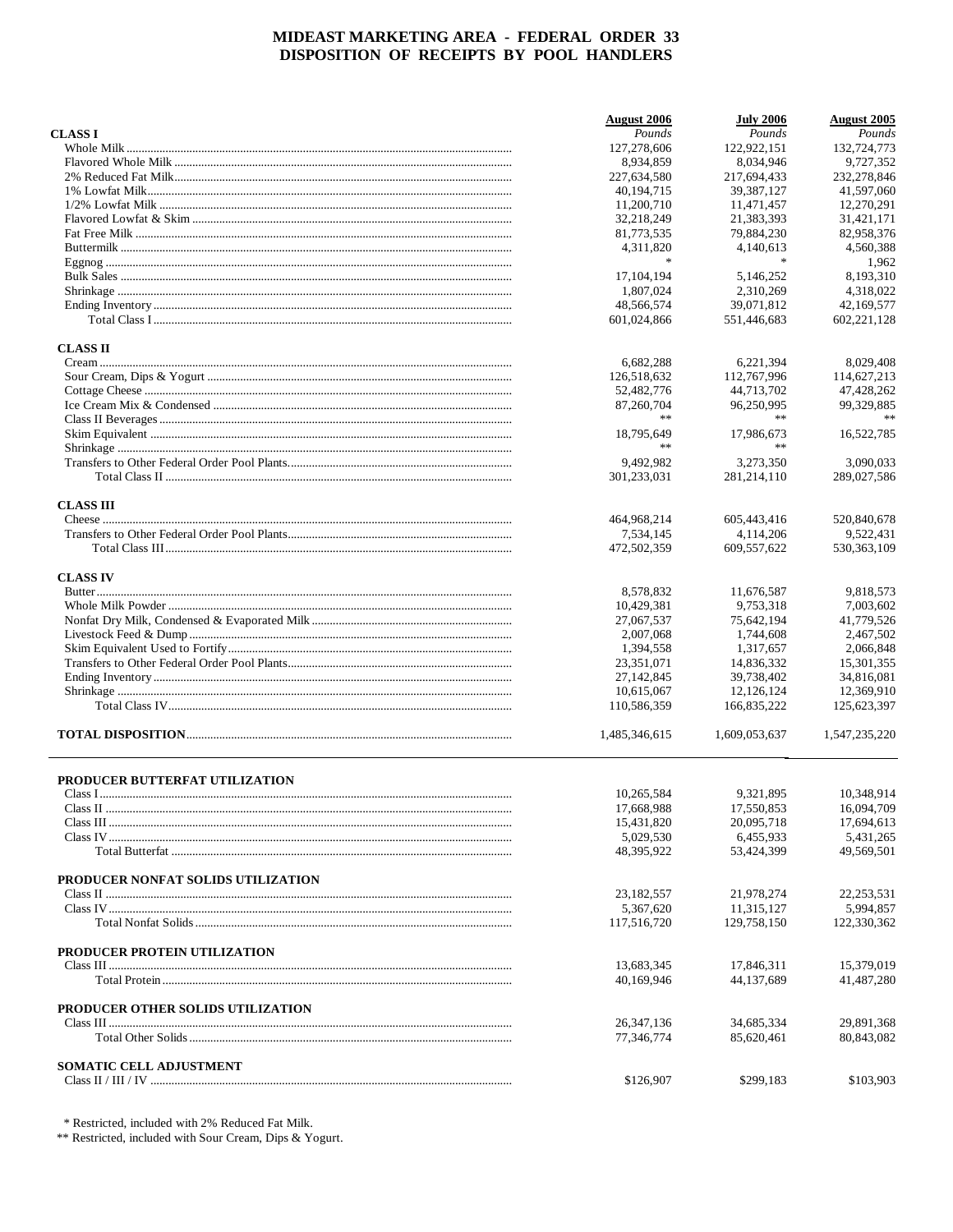# MIDEAST MARKETING AREA - FEDERAL ORDER 33
## DISPOSITION OF RECEIPTS BY POOL HANDLERS

| | August 2006 | July 2006 | August 2005 |
|---|---|---|---|
| **CLASS I** | *Pounds* | *Pounds* | *Pounds* |
| Whole Milk | 127,278,606 | 122,922,151 | 132,724,773 |
| Flavored Whole Milk | 8,934,859 | 8,034,946 | 9,727,352 |
| 2% Reduced Fat Milk | 227,634,580 | 217,694,433 | 232,278,846 |
| 1% Lowfat Milk | 40,194,715 | 39,387,127 | 41,597,060 |
| 1/2% Lowfat Milk | 11,200,710 | 11,471,457 | 12,270,291 |
| Flavored Lowfat & Skim | 32,218,249 | 21,383,393 | 31,421,171 |
| Fat Free Milk | 81,773,535 | 79,884,230 | 82,958,376 |
| Buttermilk | 4,311,820 | 4,140,613 | 4,560,388 |
| Eggnog | * | * | 1,962 |
| Bulk Sales | 17,104,194 | 5,146,252 | 8,193,310 |
| Shrinkage | 1,807,024 | 2,310,269 | 4,318,022 |
| Ending Inventory | 48,566,574 | 39,071,812 | 42,169,577 |
| Total Class I | 601,024,866 | 551,446,683 | 602,221,128 |
| **CLASS II** | | | |
| Cream | 6,682,288 | 6,221,394 | 8,029,408 |
| Sour Cream, Dips & Yogurt | 126,518,632 | 112,767,996 | 114,627,213 |
| Cottage Cheese | 52,482,776 | 44,713,702 | 47,428,262 |
| Ice Cream Mix & Condensed | 87,260,704 | 96,250,995 | 99,329,885 |
| Class II Beverages | ** | ** | ** |
| Skim Equivalent | 18,795,649 | 17,986,673 | 16,522,785 |
| Shrinkage | ** | ** | |
| Transfers to Other Federal Order Pool Plants | 9,492,982 | 3,273,350 | 3,090,033 |
| Total Class II | 301,233,031 | 281,214,110 | 289,027,586 |
| **CLASS III** | | | |
| Cheese | 464,968,214 | 605,443,416 | 520,840,678 |
| Transfers to Other Federal Order Pool Plants | 7,534,145 | 4,114,206 | 9,522,431 |
| Total Class III | 472,502,359 | 609,557,622 | 530,363,109 |
| **CLASS IV** | | | |
| Butter | 8,578,832 | 11,676,587 | 9,818,573 |
| Whole Milk Powder | 10,429,381 | 9,753,318 | 7,003,602 |
| Nonfat Dry Milk, Condensed & Evaporated Milk | 27,067,537 | 75,642,194 | 41,779,526 |
| Livestock Feed & Dump | 2,007,068 | 1,744,608 | 2,467,502 |
| Skim Equivalent Used to Fortify | 1,394,558 | 1,317,657 | 2,066,848 |
| Transfers to Other Federal Order Pool Plants | 23,351,071 | 14,836,332 | 15,301,355 |
| Ending Inventory | 27,142,845 | 39,738,402 | 34,816,081 |
| Shrinkage | 10,615,067 | 12,126,124 | 12,369,910 |
| Total Class IV | 110,586,359 | 166,835,222 | 125,623,397 |
| **TOTAL DISPOSITION** | 1,485,346,615 | 1,609,053,637 | 1,547,235,220 |
| **PRODUCER BUTTERFAT UTILIZATION** | | | |
| Class I | 10,265,584 | 9,321,895 | 10,348,914 |
| Class II | 17,668,988 | 17,550,853 | 16,094,709 |
| Class III | 15,431,820 | 20,095,718 | 17,694,613 |
| Class IV | 5,029,530 | 6,455,933 | 5,431,265 |
| Total Butterfat | 48,395,922 | 53,424,399 | 49,569,501 |
| **PRODUCER NONFAT SOLIDS UTILIZATION** | | | |
| Class II | 23,182,557 | 21,978,274 | 22,253,531 |
| Class IV | 5,367,620 | 11,315,127 | 5,994,857 |
| Total Nonfat Solids | 117,516,720 | 129,758,150 | 122,330,362 |
| **PRODUCER PROTEIN UTILIZATION** | | | |
| Class III | 13,683,345 | 17,846,311 | 15,379,019 |
| Total Protein | 40,169,946 | 44,137,689 | 41,487,280 |
| **PRODUCER OTHER SOLIDS UTILIZATION** | | | |
| Class III | 26,347,136 | 34,685,334 | 29,891,368 |
| Total Other Solids | 77,346,774 | 85,620,461 | 80,843,082 |
| **SOMATIC CELL ADJUSTMENT** | | | |
| Class II / III / IV | $126,907 | $299,183 | $103,903 |

\* Restricted, included with 2% Reduced Fat Milk.

** Restricted, included with Sour Cream, Dips & Yogurt.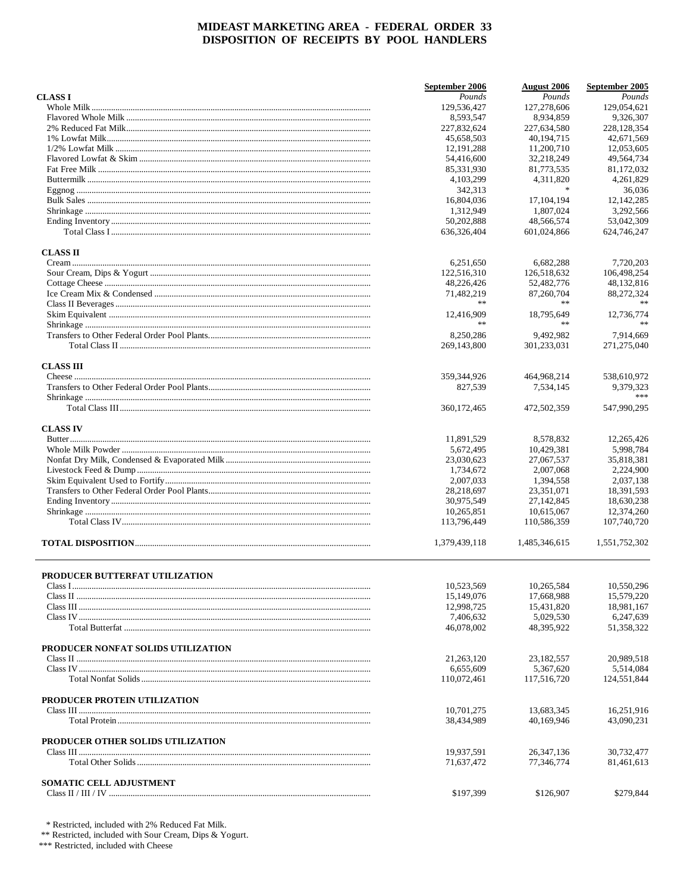# MIDEAST MARKETING AREA - FEDERAL ORDER 33
## DISPOSITION OF RECEIPTS BY POOL HANDLERS

| | September 2006 | August 2006 | September 2005 |
|---|---|---|---|
| **CLASS I** | *Pounds* | *Pounds* | *Pounds* |
| Whole Milk | 129,536,427 | 127,278,606 | 129,054,621 |
| Flavored Whole Milk | 8,593,547 | 8,934,859 | 9,326,307 |
| 2% Reduced Fat Milk | 227,832,624 | 227,634,580 | 228,128,354 |
| 1% Lowfat Milk | 45,658,503 | 40,194,715 | 42,671,569 |
| 1/2% Lowfat Milk | 12,191,288 | 11,200,710 | 12,053,605 |
| Flavored Lowfat & Skim | 54,416,600 | 32,218,249 | 49,564,734 |
| Fat Free Milk | 85,331,930 | 81,773,535 | 81,172,032 |
| Buttermilk | 4,103,299 | 4,311,820 | 4,261,829 |
| Eggnog | 342,313 | * | 36,036 |
| Bulk Sales | 16,804,036 | 17,104,194 | 12,142,285 |
| Shrinkage | 1,312,949 | 1,807,024 | 3,292,566 |
| Ending Inventory | 50,202,888 | 48,566,574 | 53,042,309 |
| Total Class I | 636,326,404 | 601,024,866 | 624,746,247 |
| **CLASS II** | | | |
| Cream | 6,251,650 | 6,682,288 | 7,720,203 |
| Sour Cream, Dips & Yogurt | 122,516,310 | 126,518,632 | 106,498,254 |
| Cottage Cheese | 48,226,426 | 52,482,776 | 48,132,816 |
| Ice Cream Mix & Condensed | 71,482,219 | 87,260,704 | 88,272,324 |
| Class II Beverages | ** | ** | ** |
| Skim Equivalent | 12,416,909 | 18,795,649 | 12,736,774 |
| Shrinkage | ** | ** | ** |
| Transfers to Other Federal Order Pool Plants | 8,250,286 | 9,492,982 | 7,914,669 |
| Total Class II | 269,143,800 | 301,233,031 | 271,275,040 |
| **CLASS III** | | | |
| Cheese | 359,344,926 | 464,968,214 | 538,610,972 |
| Transfers to Other Federal Order Pool Plants | 827,539 | 7,534,145 | 9,379,323 |
| Shrinkage | | | *** |
| Total Class III | 360,172,465 | 472,502,359 | 547,990,295 |
| **CLASS IV** | | | |
| Butter | 11,891,529 | 8,578,832 | 12,265,426 |
| Whole Milk Powder | 5,672,495 | 10,429,381 | 5,998,784 |
| Nonfat Dry Milk, Condensed & Evaporated Milk | 23,030,623 | 27,067,537 | 35,818,381 |
| Livestock Feed & Dump | 1,734,672 | 2,007,068 | 2,224,900 |
| Skim Equivalent Used to Fortify | 2,007,033 | 1,394,558 | 2,037,138 |
| Transfers to Other Federal Order Pool Plants | 28,218,697 | 23,351,071 | 18,391,593 |
| Ending Inventory | 30,975,549 | 27,142,845 | 18,630,238 |
| Shrinkage | 10,265,851 | 10,615,067 | 12,374,260 |
| Total Class IV | 113,796,449 | 110,586,359 | 107,740,720 |
| **TOTAL DISPOSITION** | 1,379,439,118 | 1,485,346,615 | 1,551,752,302 |

| | September 2006 | August 2006 | September 2005 |
|---|---|---|---|
| **PRODUCER BUTTERFAT UTILIZATION** | | | |
| Class I | 10,523,569 | 10,265,584 | 10,550,296 |
| Class II | 15,149,076 | 17,668,988 | 15,579,220 |
| Class III | 12,998,725 | 15,431,820 | 18,981,167 |
| Class IV | 7,406,632 | 5,029,530 | 6,247,639 |
| Total Butterfat | 46,078,002 | 48,395,922 | 51,358,322 |
| **PRODUCER NONFAT SOLIDS UTILIZATION** | | | |
| Class II | 21,263,120 | 23,182,557 | 20,989,518 |
| Class IV | 6,655,609 | 5,367,620 | 5,514,084 |
| Total Nonfat Solids | 110,072,461 | 117,516,720 | 124,551,844 |
| **PRODUCER PROTEIN UTILIZATION** | | | |
| Class III | 10,701,275 | 13,683,345 | 16,251,916 |
| Total Protein | 38,434,989 | 40,169,946 | 43,090,231 |
| **PRODUCER OTHER SOLIDS UTILIZATION** | | | |
| Class III | 19,937,591 | 26,347,136 | 30,732,477 |
| Total Other Solids | 71,637,472 | 77,346,774 | 81,461,613 |
| **SOMATIC CELL ADJUSTMENT** | | | |
| Class II / III / IV | $197,399 | $126,907 | $279,844 |

\* Restricted, included with 2% Reduced Fat Milk.
** Restricted, included with Sour Cream, Dips & Yogurt.
*** Restricted, included with Cheese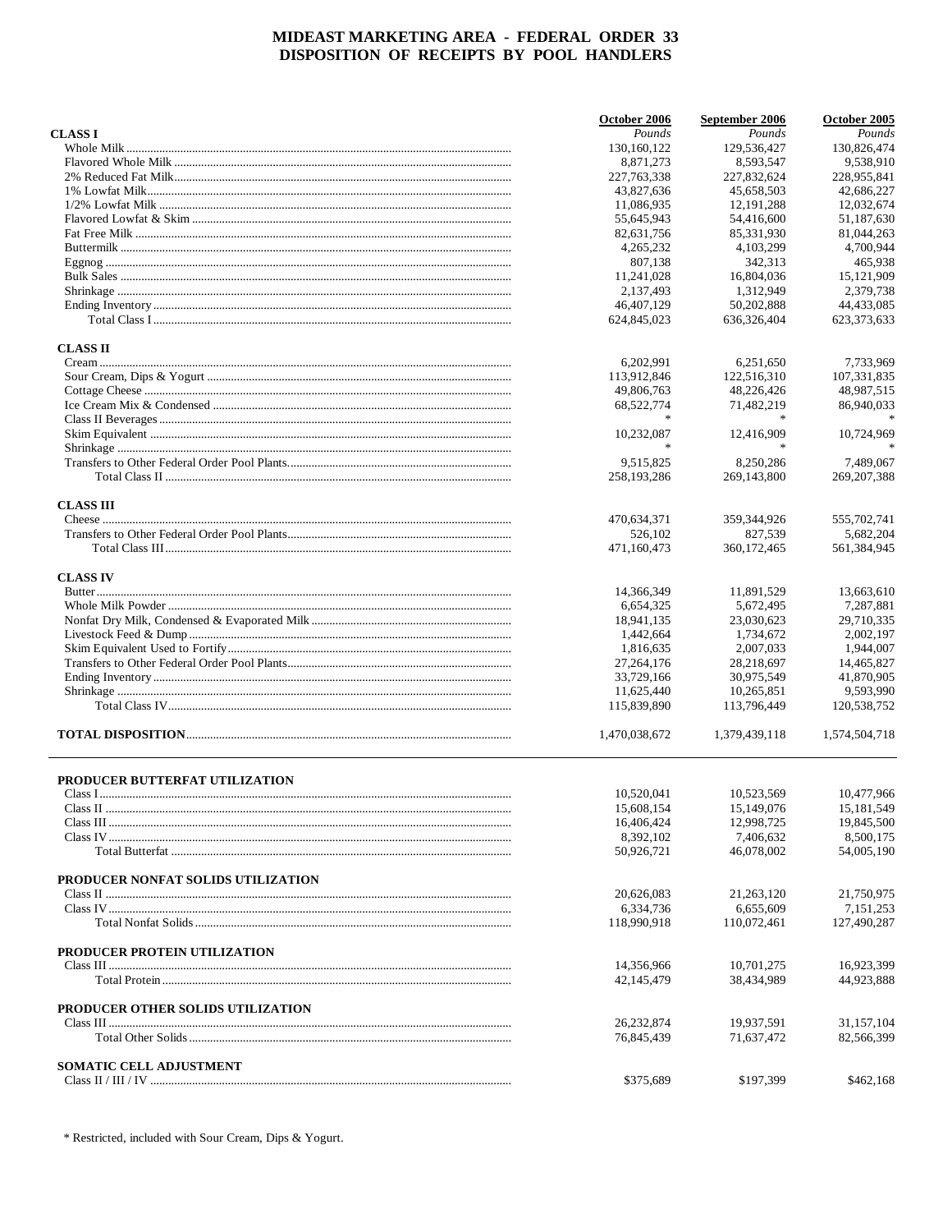# MIDEAST MARKETING AREA - FEDERAL ORDER 33
## DISPOSITION OF RECEIPTS BY POOL HANDLERS

| | October 2006 | September 2006 | October 2005 |
|---|---|---|---|
| **CLASS I** | *Pounds* | *Pounds* | *Pounds* |
| Whole Milk | 130,160,122 | 129,536,427 | 130,826,474 |
| Flavored Whole Milk | 8,871,273 | 8,593,547 | 9,538,910 |
| 2% Reduced Fat Milk | 227,763,338 | 227,832,624 | 228,955,841 |
| 1% Lowfat Milk | 43,827,636 | 45,658,503 | 42,686,227 |
| 1/2% Lowfat Milk | 11,086,935 | 12,191,288 | 12,032,674 |
| Flavored Lowfat & Skim | 55,645,943 | 54,416,600 | 51,187,630 |
| Fat Free Milk | 82,631,756 | 85,331,930 | 81,044,263 |
| Buttermilk | 4,265,232 | 4,103,299 | 4,700,944 |
| Eggnog | 807,138 | 342,313 | 465,938 |
| Bulk Sales | 11,241,028 | 16,804,036 | 15,121,909 |
| Shrinkage | 2,137,493 | 1,312,949 | 2,379,738 |
| Ending Inventory | 46,407,129 | 50,202,888 | 44,433,085 |
| Total Class I | 624,845,023 | 636,326,404 | 623,373,633 |
| **CLASS II** | | | |
| Cream | 6,202,991 | 6,251,650 | 7,733,969 |
| Sour Cream, Dips & Yogurt | 113,912,846 | 122,516,310 | 107,331,835 |
| Cottage Cheese | 49,806,763 | 48,226,426 | 48,987,515 |
| Ice Cream Mix & Condensed | 68,522,774 | 71,482,219 | 86,940,033 |
| Class II Beverages | * | * | * |
| Skim Equivalent | 10,232,087 | 12,416,909 | 10,724,969 |
| Shrinkage | * | * | * |
| Transfers to Other Federal Order Pool Plants | 9,515,825 | 8,250,286 | 7,489,067 |
| Total Class II | 258,193,286 | 269,143,800 | 269,207,388 |
| **CLASS III** | | | |
| Cheese | 470,634,371 | 359,344,926 | 555,702,741 |
| Transfers to Other Federal Order Pool Plants | 526,102 | 827,539 | 5,682,204 |
| Total Class III | 471,160,473 | 360,172,465 | 561,384,945 |
| **CLASS IV** | | | |
| Butter | 14,366,349 | 11,891,529 | 13,663,610 |
| Whole Milk Powder | 6,654,325 | 5,672,495 | 7,287,881 |
| Nonfat Dry Milk, Condensed & Evaporated Milk | 18,941,135 | 23,030,623 | 29,710,335 |
| Livestock Feed & Dump | 1,442,664 | 1,734,672 | 2,002,197 |
| Skim Equivalent Used to Fortify | 1,816,635 | 2,007,033 | 1,944,007 |
| Transfers to Other Federal Order Pool Plants | 27,264,176 | 28,218,697 | 14,465,827 |
| Ending Inventory | 33,729,166 | 30,975,549 | 41,870,905 |
| Shrinkage | 11,625,440 | 10,265,851 | 9,593,990 |
| Total Class IV | 115,839,890 | 113,796,449 | 120,538,752 |
| **TOTAL DISPOSITION** | 1,470,038,672 | 1,379,439,118 | 1,574,504,718 |
| **PRODUCER BUTTERFAT UTILIZATION** | | | |
| Class I | 10,520,041 | 10,523,569 | 10,477,966 |
| Class II | 15,608,154 | 15,149,076 | 15,181,549 |
| Class III | 16,406,424 | 12,998,725 | 19,845,500 |
| Class IV | 8,392,102 | 7,406,632 | 8,500,175 |
| Total Butterfat | 50,926,721 | 46,078,002 | 54,005,190 |
| **PRODUCER NONFAT SOLIDS UTILIZATION** | | | |
| Class II | 20,626,083 | 21,263,120 | 21,750,975 |
| Class IV | 6,334,736 | 6,655,609 | 7,151,253 |
| Total Nonfat Solids | 118,990,918 | 110,072,461 | 127,490,287 |
| **PRODUCER PROTEIN UTILIZATION** | | | |
| Class III | 14,356,966 | 10,701,275 | 16,923,399 |
| Total Protein | 42,145,479 | 38,434,989 | 44,923,888 |
| **PRODUCER OTHER SOLIDS UTILIZATION** | | | |
| Class III | 26,232,874 | 19,937,591 | 31,157,104 |
| Total Other Solids | 76,845,439 | 71,637,472 | 82,566,399 |
| **SOMATIC CELL ADJUSTMENT** | | | |
| Class II / III / IV | $375,689 | $197,399 | $462,168 |

\* Restricted, included with Sour Cream, Dips & Yogurt.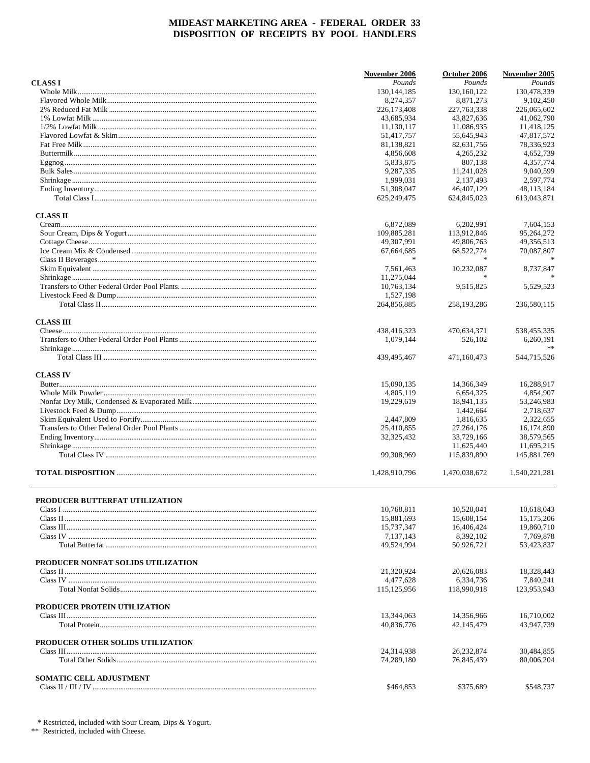# MIDEAST MARKETING AREA - FEDERAL ORDER 33
## DISPOSITION OF RECEIPTS BY POOL HANDLERS

| | November 2006 | October 2006 | November 2005 |
|---|---|---|---|
| **CLASS I** | *Pounds* | *Pounds* | *Pounds* |
| Whole Milk | 130,144,185 | 130,160,122 | 130,478,339 |
| Flavored Whole Milk | 8,274,357 | 8,871,273 | 9,102,450 |
| 2% Reduced Fat Milk | 226,173,408 | 227,763,338 | 226,065,602 |
| 1% Lowfat Milk | 43,685,934 | 43,827,636 | 41,062,790 |
| 1/2% Lowfat Milk | 11,130,117 | 11,086,935 | 11,418,125 |
| Flavored Lowfat & Skim | 51,417,757 | 55,645,943 | 47,817,572 |
| Fat Free Milk | 81,138,821 | 82,631,756 | 78,336,923 |
| Buttermilk | 4,856,608 | 4,265,232 | 4,652,739 |
| Eggnog | 5,833,875 | 807,138 | 4,357,774 |
| Bulk Sales | 9,287,335 | 11,241,028 | 9,040,599 |
| Shrinkage | 1,999,031 | 2,137,493 | 2,597,774 |
| Ending Inventory | 51,308,047 | 46,407,129 | 48,113,184 |
| Total Class I | 625,249,475 | 624,845,023 | 613,043,871 |
| **CLASS II** | | | |
| Cream | 6,872,089 | 6,202,991 | 7,604,153 |
| Sour Cream, Dips & Yogurt | 109,885,281 | 113,912,846 | 95,264,272 |
| Cottage Cheese | 49,307,991 | 49,806,763 | 49,356,513 |
| Ice Cream Mix & Condensed | 67,664,685 | 68,522,774 | 70,087,807 |
| Class II Beverages | * | * | * |
| Skim Equivalent | 7,561,463 | 10,232,087 | 8,737,847 |
| Shrinkage | 11,275,044 | * | * |
| Transfers to Other Federal Order Pool Plants. | 10,763,134 | 9,515,825 | 5,529,523 |
| Livestock Feed & Dump | 1,527,198 | | |
| Total Class II | 264,856,885 | 258,193,286 | 236,580,115 |
| **CLASS III** | | | |
| Cheese | 438,416,323 | 470,634,371 | 538,455,335 |
| Transfers to Other Federal Order Pool Plants | 1,079,144 | 526,102 | 6,260,191 |
| Shrinkage | | | ** |
| Total Class III | 439,495,467 | 471,160,473 | 544,715,526 |
| **CLASS IV** | | | |
| Butter | 15,090,135 | 14,366,349 | 16,288,917 |
| Whole Milk Powder | 4,805,119 | 6,654,325 | 4,854,907 |
| Nonfat Dry Milk, Condensed & Evaporated Milk | 19,229,619 | 18,941,135 | 53,246,983 |
| Livestock Feed & Dump | | 1,442,664 | 2,718,637 |
| Skim Equivalent Used to Fortify | 2,447,809 | 1,816,635 | 2,322,655 |
| Transfers to Other Federal Order Pool Plants | 25,410,855 | 27,264,176 | 16,174,890 |
| Ending Inventory | 32,325,432 | 33,729,166 | 38,579,565 |
| Shrinkage | | 11,625,440 | 11,695,215 |
| Total Class IV | 99,308,969 | 115,839,890 | 145,881,769 |
| **TOTAL DISPOSITION** | 1,428,910,796 | 1,470,038,672 | 1,540,221,281 |

| | November 2006 | October 2006 | November 2005 |
|---|---|---|---|
| **PRODUCER BUTTERFAT UTILIZATION** | | | |
| Class I | 10,768,811 | 10,520,041 | 10,618,043 |
| Class II | 15,881,693 | 15,608,154 | 15,175,206 |
| Class III | 15,737,347 | 16,406,424 | 19,860,710 |
| Class IV | 7,137,143 | 8,392,102 | 7,769,878 |
| Total Butterfat | 49,524,994 | 50,926,721 | 53,423,837 |
| **PRODUCER NONFAT SOLIDS UTILIZATION** | | | |
| Class II | 21,320,924 | 20,626,083 | 18,328,443 |
| Class IV | 4,477,628 | 6,334,736 | 7,840,241 |
| Total Nonfat Solids | 115,125,956 | 118,990,918 | 123,953,943 |
| **PRODUCER PROTEIN UTILIZATION** | | | |
| Class III | 13,344,063 | 14,356,966 | 16,710,002 |
| Total Protein | 40,836,776 | 42,145,479 | 43,947,739 |
| **PRODUCER OTHER SOLIDS UTILIZATION** | | | |
| Class III | 24,314,938 | 26,232,874 | 30,484,855 |
| Total Other Solids | 74,289,180 | 76,845,439 | 80,006,204 |
| **SOMATIC CELL ADJUSTMENT** | | | |
| Class II / III / IV | $464,853 | $375,689 | $548,737 |

\* Restricted, included with Sour Cream, Dips & Yogurt.
\** Restricted, included with Cheese.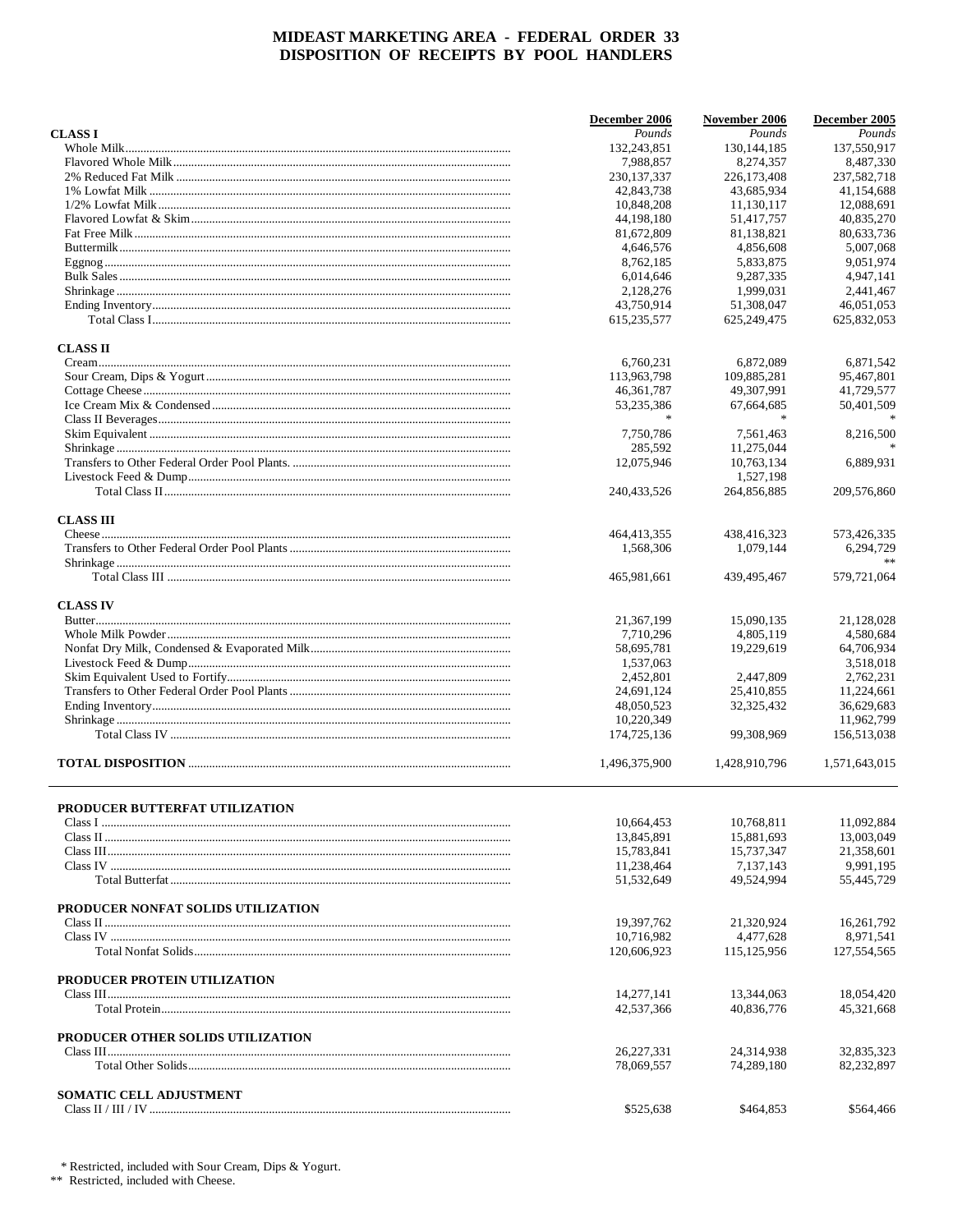# MIDEAST MARKETING AREA - FEDERAL ORDER 33
## DISPOSITION OF RECEIPTS BY POOL HANDLERS

| | December 2006 | November 2006 | December 2005 |
|---|---|---|---|
| **CLASS I** | *Pounds* | *Pounds* | *Pounds* |
| Whole Milk | 132,243,851 | 130,144,185 | 137,550,917 |
| Flavored Whole Milk | 7,988,857 | 8,274,357 | 8,487,330 |
| 2% Reduced Fat Milk | 230,137,337 | 226,173,408 | 237,582,718 |
| 1% Lowfat Milk | 42,843,738 | 43,685,934 | 41,154,688 |
| 1/2% Lowfat Milk | 10,848,208 | 11,130,117 | 12,088,691 |
| Flavored Lowfat & Skim | 44,198,180 | 51,417,757 | 40,835,270 |
| Fat Free Milk | 81,672,809 | 81,138,821 | 80,633,736 |
| Buttermilk | 4,646,576 | 4,856,608 | 5,007,068 |
| Eggnog | 8,762,185 | 5,833,875 | 9,051,974 |
| Bulk Sales | 6,014,646 | 9,287,335 | 4,947,141 |
| Shrinkage | 2,128,276 | 1,999,031 | 2,441,467 |
| Ending Inventory | 43,750,914 | 51,308,047 | 46,051,053 |
| Total Class I | 615,235,577 | 625,249,475 | 625,832,053 |
| **CLASS II** | | | |
| Cream | 6,760,231 | 6,872,089 | 6,871,542 |
| Sour Cream, Dips & Yogurt | 113,963,798 | 109,885,281 | 95,467,801 |
| Cottage Cheese | 46,361,787 | 49,307,991 | 41,729,577 |
| Ice Cream Mix & Condensed | 53,235,386 | 67,664,685 | 50,401,509 |
| Class II Beverages | * | * | * |
| Skim Equivalent | 7,750,786 | 7,561,463 | 8,216,500 |
| Shrinkage | 285,592 | 11,275,044 | * |
| Transfers to Other Federal Order Pool Plants. | 12,075,946 | 10,763,134 | 6,889,931 |
| Livestock Feed & Dump | | 1,527,198 | |
| Total Class II | 240,433,526 | 264,856,885 | 209,576,860 |
| **CLASS III** | | | |
| Cheese | 464,413,355 | 438,416,323 | 573,426,335 |
| Transfers to Other Federal Order Pool Plants | 1,568,306 | 1,079,144 | 6,294,729 |
| Shrinkage | | | ** |
| Total Class III | 465,981,661 | 439,495,467 | 579,721,064 |
| **CLASS IV** | | | |
| Butter | 21,367,199 | 15,090,135 | 21,128,028 |
| Whole Milk Powder | 7,710,296 | 4,805,119 | 4,580,684 |
| Nonfat Dry Milk, Condensed & Evaporated Milk | 58,695,781 | 19,229,619 | 64,706,934 |
| Livestock Feed & Dump | 1,537,063 | | 3,518,018 |
| Skim Equivalent Used to Fortify | 2,452,801 | 2,447,809 | 2,762,231 |
| Transfers to Other Federal Order Pool Plants | 24,691,124 | 25,410,855 | 11,224,661 |
| Ending Inventory | 48,050,523 | 32,325,432 | 36,629,683 |
| Shrinkage | 10,220,349 | | 11,962,799 |
| Total Class IV | 174,725,136 | 99,308,969 | 156,513,038 |
| **TOTAL DISPOSITION** | 1,496,375,900 | 1,428,910,796 | 1,571,643,015 |

| | December 2006 | November 2006 | December 2005 |
|---|---|---|---|
| **PRODUCER BUTTERFAT UTILIZATION** | | | |
| Class I | 10,664,453 | 10,768,811 | 11,092,884 |
| Class II | 13,845,891 | 15,881,693 | 13,003,049 |
| Class III | 15,783,841 | 15,737,347 | 21,358,601 |
| Class IV | 11,238,464 | 7,137,143 | 9,991,195 |
| Total Butterfat | 51,532,649 | 49,524,994 | 55,445,729 |
| **PRODUCER NONFAT SOLIDS UTILIZATION** | | | |
| Class II | 19,397,762 | 21,320,924 | 16,261,792 |
| Class IV | 10,716,982 | 4,477,628 | 8,971,541 |
| Total Nonfat Solids | 120,606,923 | 115,125,956 | 127,554,565 |
| **PRODUCER PROTEIN UTILIZATION** | | | |
| Class III | 14,277,141 | 13,344,063 | 18,054,420 |
| Total Protein | 42,537,366 | 40,836,776 | 45,321,668 |
| **PRODUCER OTHER SOLIDS UTILIZATION** | | | |
| Class III | 26,227,331 | 24,314,938 | 32,835,323 |
| Total Other Solids | 78,069,557 | 74,289,180 | 82,232,897 |
| **SOMATIC CELL ADJUSTMENT** | | | |
| Class II / III / IV | $525,638 | $464,853 | $564,466 |

\* Restricted, included with Sour Cream, Dips & Yogurt.
\*\* Restricted, included with Cheese.